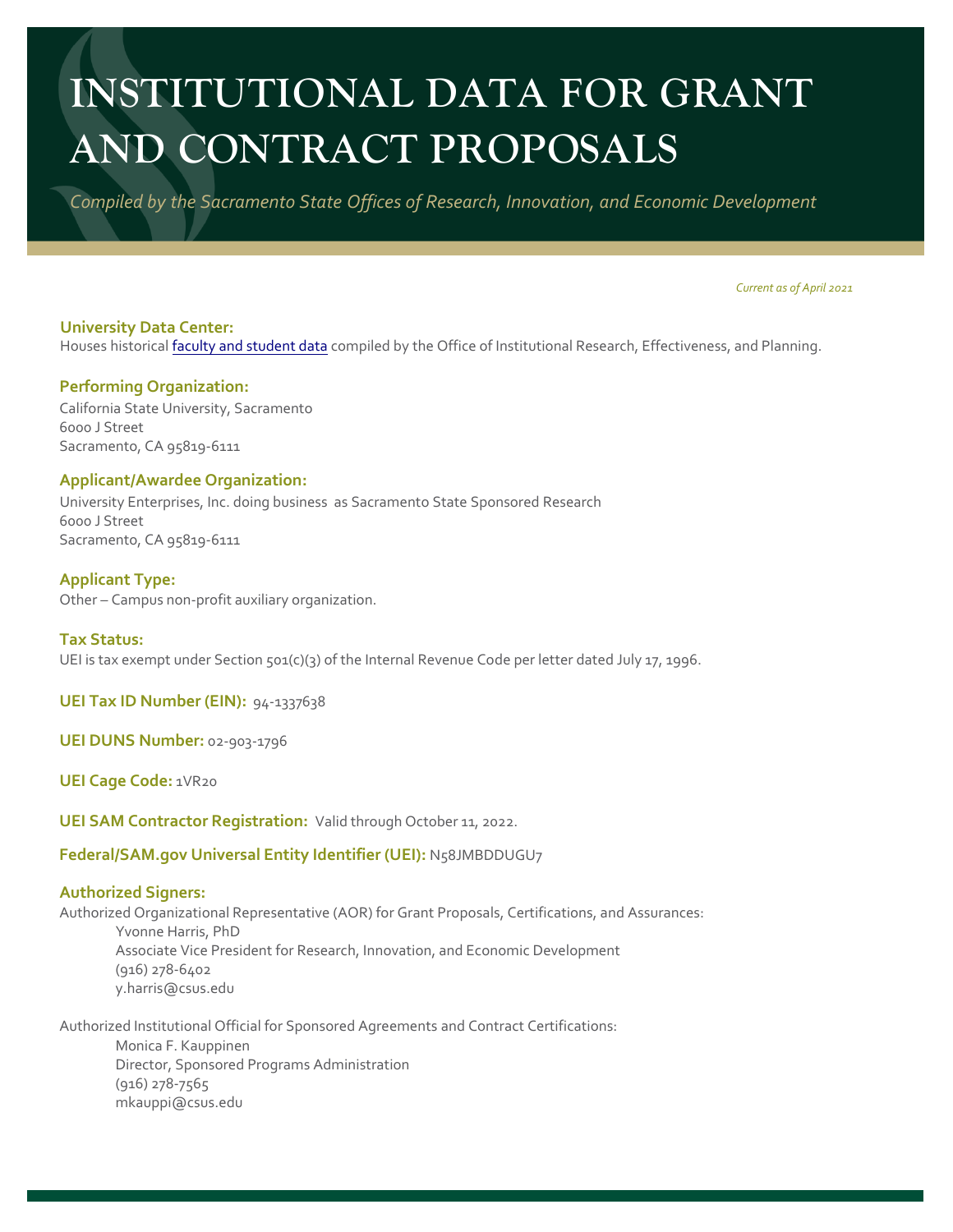# INSTITUTIONAL DATA FOR GRANT AND CONTRACT PROPOSALS

*Compiled by the Sacramento State Offices of Research, Innovation, and Economic Development*

*Current as of April 2021*

**University Data Center:**
Houses historical faculty and student data compiled by the Office of Institutional Research, Effectiveness, and Planning.

**Performing Organization:**
California State University, Sacramento
6000 J Street
Sacramento, CA 95819-6111

**Applicant/Awardee Organization:**
University Enterprises, Inc. doing business as Sacramento State Sponsored Research
6000 J Street
Sacramento, CA 95819-6111

**Applicant Type:**
Other – Campus non-profit auxiliary organization.

**Tax Status:**
UEI is tax exempt under Section 501(c)(3) of the Internal Revenue Code per letter dated July 17, 1996.

**UEI Tax ID Number (EIN):** 94-1337638

**UEI DUNS Number:** 02-903-1796

**UEI Cage Code:** 1VR20

**UEI SAM Contractor Registration:** Valid through October 11, 2022.

**Federal/SAM.gov Universal Entity Identifier (UEI):** N58JMBDDUGU7

**Authorized Signers:**
Authorized Organizational Representative (AOR) for Grant Proposals, Certifications, and Assurances:

Yvonne Harris, PhD
Associate Vice President for Research, Innovation, and Economic Development
(916) 278-6402
y.harris@csus.edu

Authorized Institutional Official for Sponsored Agreements and Contract Certifications:

Monica F. Kauppinen
Director, Sponsored Programs Administration
(916) 278-7565
mkauppi@csus.edu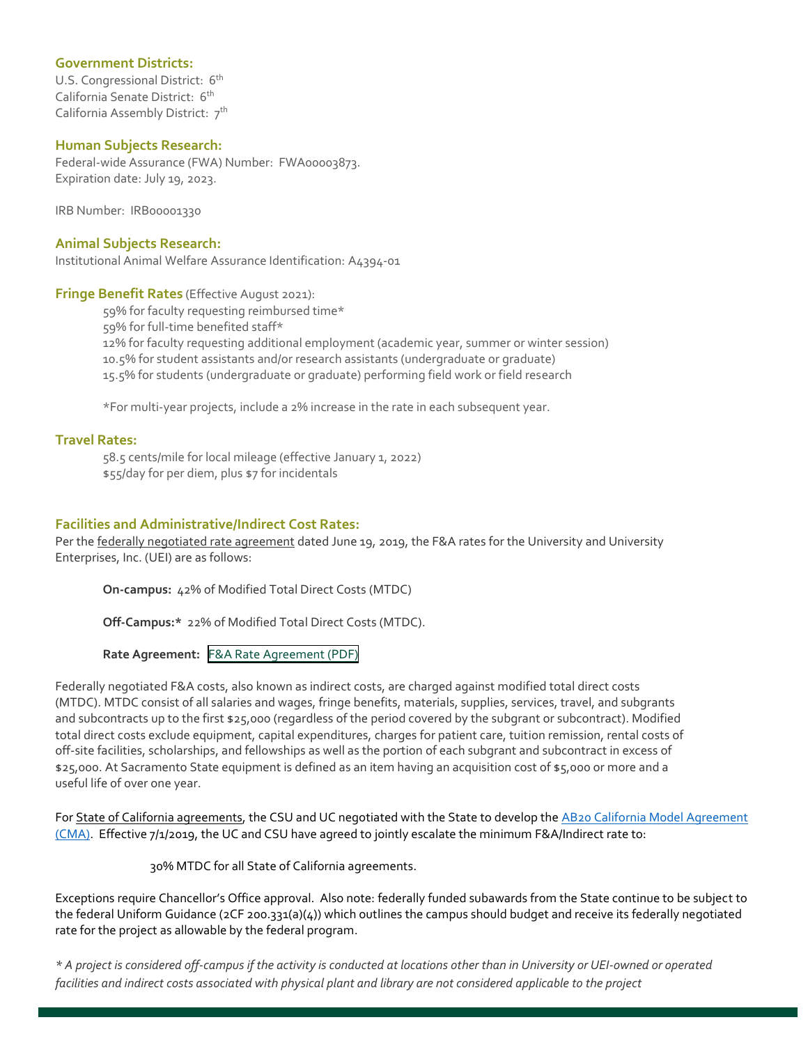## Government Districts:

U.S. Congressional District: 6th
California Senate District: 6th
California Assembly District: 7th

## Human Subjects Research:

Federal-wide Assurance (FWA) Number: FWA00003873.
Expiration date: July 19, 2023.

IRB Number: IRB00001330

## Animal Subjects Research:

Institutional Animal Welfare Assurance Identification: A4394-01

## Fringe Benefit Rates (Effective August 2021):

59% for faculty requesting reimbursed time*
59% for full-time benefited staff*
12% for faculty requesting additional employment (academic year, summer or winter session)
10.5% for student assistants and/or research assistants (undergraduate or graduate)
15.5% for students (undergraduate or graduate) performing field work or field research

*For multi-year projects, include a 2% increase in the rate in each subsequent year.

## Travel Rates:

58.5 cents/mile for local mileage (effective January 1, 2022)
$55/day for per diem, plus $7 for incidentals

## Facilities and Administrative/Indirect Cost Rates:

Per the federally negotiated rate agreement dated June 19, 2019, the F&A rates for the University and University Enterprises, Inc. (UEI) are as follows:

**On-campus:** 42% of Modified Total Direct Costs (MTDC)

**Off-Campus:*** 22% of Modified Total Direct Costs (MTDC).

**Rate Agreement:** F&A Rate Agreement (PDF)

Federally negotiated F&A costs, also known as indirect costs, are charged against modified total direct costs (MTDC). MTDC consist of all salaries and wages, fringe benefits, materials, supplies, services, travel, and subgrants and subcontracts up to the first $25,000 (regardless of the period covered by the subgrant or subcontract). Modified total direct costs exclude equipment, capital expenditures, charges for patient care, tuition remission, rental costs of off-site facilities, scholarships, and fellowships as well as the portion of each subgrant and subcontract in excess of $25,000. At Sacramento State equipment is defined as an item having an acquisition cost of $5,000 or more and a useful life of over one year.

For State of California agreements, the CSU and UC negotiated with the State to develop the AB20 California Model Agreement (CMA). Effective 7/1/2019, the UC and CSU have agreed to jointly escalate the minimum F&A/Indirect rate to:

30% MTDC for all State of California agreements.

Exceptions require Chancellor's Office approval. Also note: federally funded subawards from the State continue to be subject to the federal Uniform Guidance (2CF 200.331(a)(4)) which outlines the campus should budget and receive its federally negotiated rate for the project as allowable by the federal program.

*\* A project is considered off-campus if the activity is conducted at locations other than in University or UEI-owned or operated facilities and indirect costs associated with physical plant and library are not considered applicable to the project*